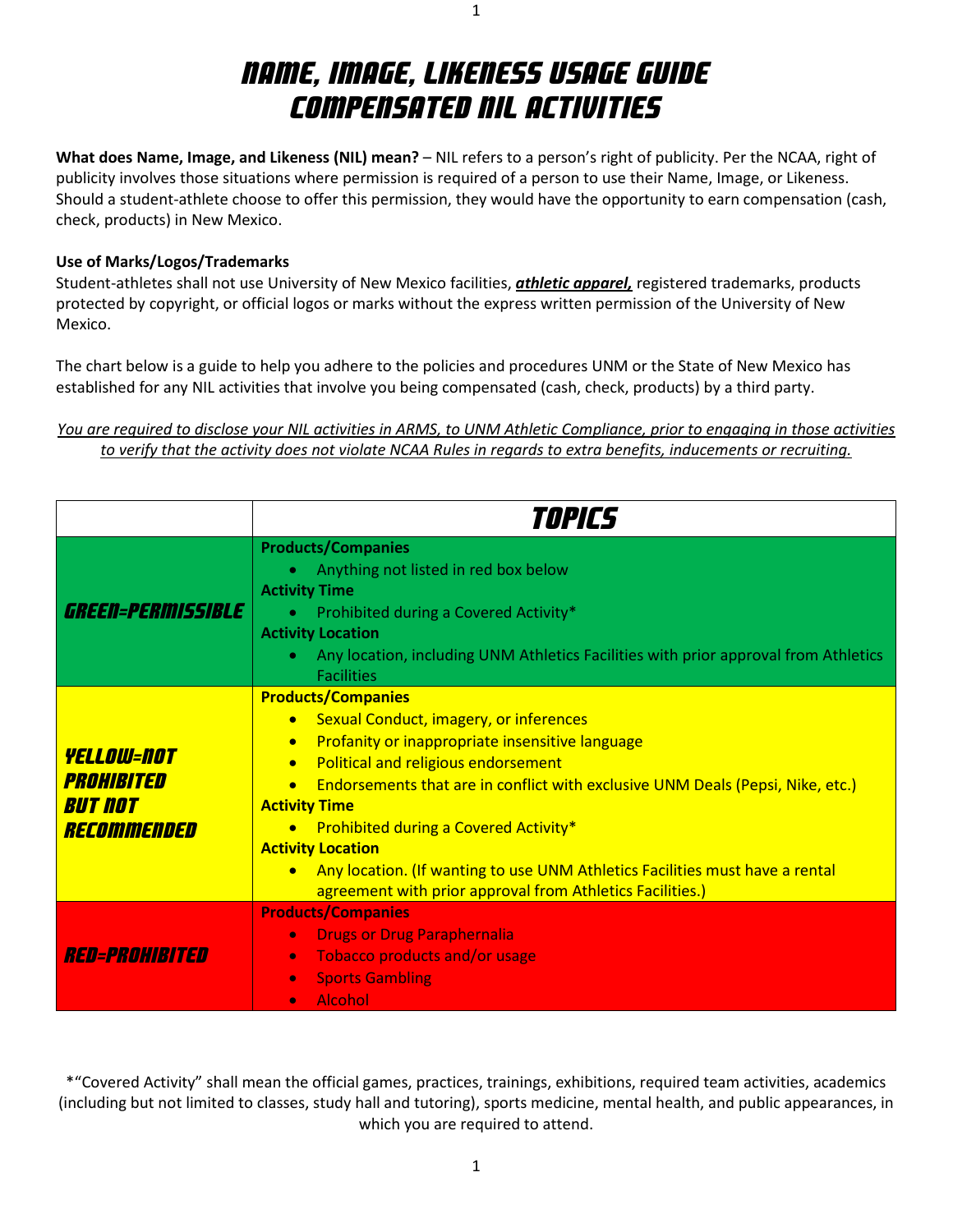# *NAME, IMAGE, LIKENESS USAGE GUIDE*
# *COMPENSATED NIL ACTIVITIES*

**What does Name, Image, and Likeness (NIL) mean?** – NIL refers to a person's right of publicity. Per the NCAA, right of publicity involves those situations where permission is required of a person to use their Name, Image, or Likeness. Should a student-athlete choose to offer this permission, they would have the opportunity to earn compensation (cash, check, products) in New Mexico.

**Use of Marks/Logos/Trademarks**
Student-athletes shall not use University of New Mexico facilities, ***athletic apparel,*** registered trademarks, products protected by copyright, or official logos or marks without the express written permission of the University of New Mexico.

The chart below is a guide to help you adhere to the policies and procedures UNM or the State of New Mexico has established for any NIL activities that involve you being compensated (cash, check, products) by a third party.

*You are required to disclose your NIL activities in ARMS, to UNM Athletic Compliance, prior to engaging in those activities to verify that the activity does not violate NCAA Rules in regards to extra benefits, inducements or recruiting.*

| | *TOPICS* |
|---|---|
| *GREEN=PERMISSIBLE* | **Products/Companies**<br>• Anything not listed in red box below<br>**Activity Time**<br>• Prohibited during a Covered Activity*<br>**Activity Location**<br>• Any location, including UNM Athletics Facilities with prior approval from Athletics Facilities |
| *YELLOW=NOT PROHIBITED BUT NOT RECOMMENDED* | **Products/Companies**<br>• Sexual Conduct, imagery, or inferences<br>• Profanity or inappropriate insensitive language<br>• Political and religious endorsement<br>• Endorsements that are in conflict with exclusive UNM Deals (Pepsi, Nike, etc.)<br>**Activity Time**<br>• Prohibited during a Covered Activity*<br>**Activity Location**<br>• Any location. (If wanting to use UNM Athletics Facilities must have a rental agreement with prior approval from Athletics Facilities.) |
| *RED=PROHIBITED* | **Products/Companies**<br>• Drugs or Drug Paraphernalia<br>• Tobacco products and/or usage<br>• Sports Gambling<br>• Alcohol |

*"Covered Activity" shall mean the official games, practices, trainings, exhibitions, required team activities, academics (including but not limited to classes, study hall and tutoring), sports medicine, mental health, and public appearances, in which you are required to attend.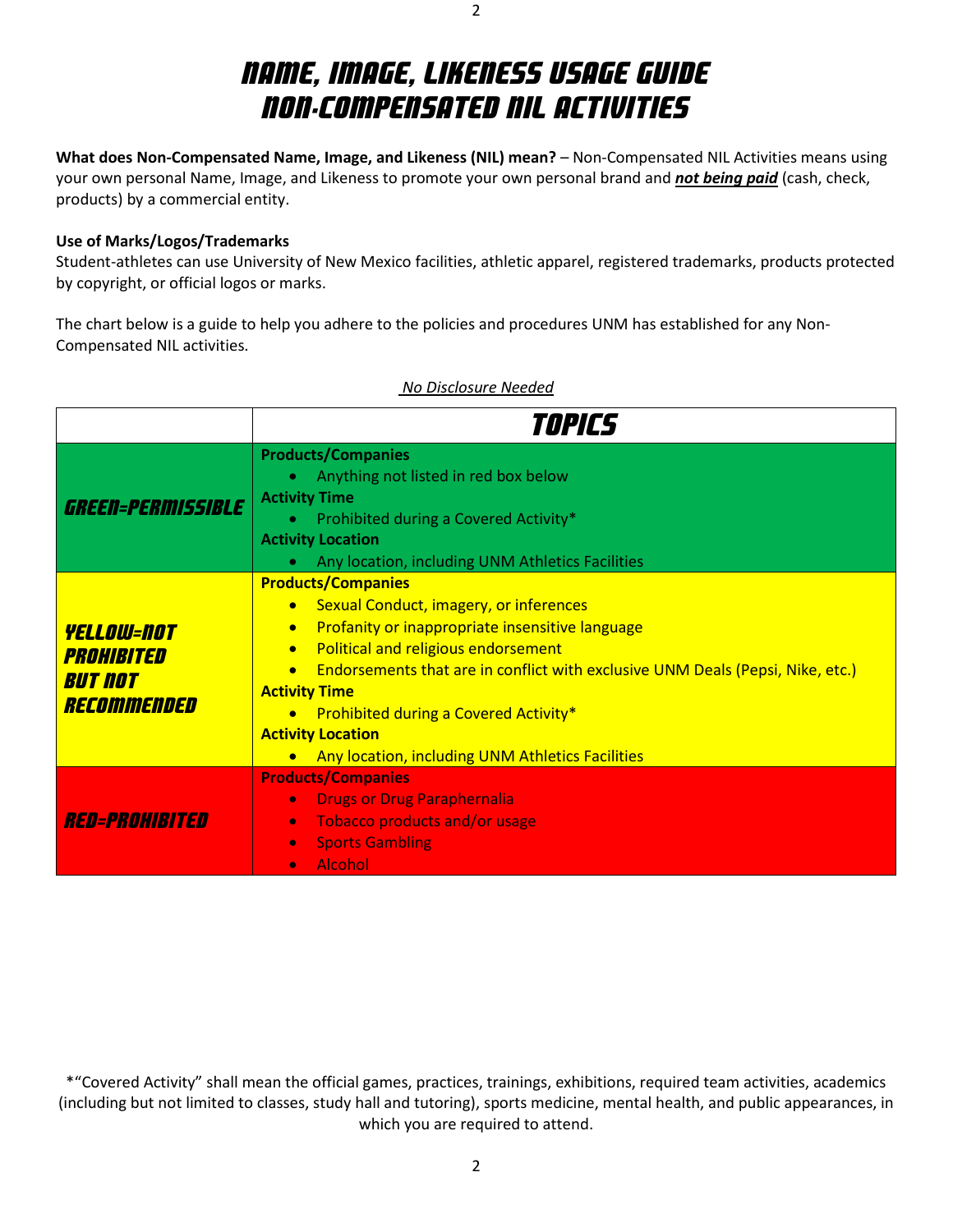# NAME, IMAGE, LIKENESS USAGE GUIDE
# NON-COMPENSATED NIL ACTIVITIES

**What does Non-Compensated Name, Image, and Likeness (NIL) mean?** – Non-Compensated NIL Activities means using your own personal Name, Image, and Likeness to promote your own personal brand and ***not being paid*** (cash, check, products) by a commercial entity.

**Use of Marks/Logos/Trademarks**
Student-athletes can use University of New Mexico facilities, athletic apparel, registered trademarks, products protected by copyright, or official logos or marks.

The chart below is a guide to help you adhere to the policies and procedures UNM has established for any Non-Compensated NIL activities.

*No Disclosure Needed*

| | TOPICS |
|---|---|
| ***GREEN=PERMISSIBLE*** | **Products/Companies**<br>• Anything not listed in red box below<br>**Activity Time**<br>• Prohibited during a Covered Activity*<br>**Activity Location**<br>• Any location, including UNM Athletics Facilities |
| ***YELLOW=NOT PROHIBITED BUT NOT RECOMMENDED*** | **Products/Companies**<br>• Sexual Conduct, imagery, or inferences<br>• Profanity or inappropriate insensitive language<br>• Political and religious endorsement<br>• Endorsements that are in conflict with exclusive UNM Deals (Pepsi, Nike, etc.)<br>**Activity Time**<br>• Prohibited during a Covered Activity*<br>**Activity Location**<br>• Any location, including UNM Athletics Facilities |
| ***RED=PROHIBITED*** | **Products/Companies**<br>• Drugs or Drug Paraphernalia<br>• Tobacco products and/or usage<br>• Sports Gambling<br>• Alcohol |

*"Covered Activity" shall mean the official games, practices, trainings, exhibitions, required team activities, academics (including but not limited to classes, study hall and tutoring), sports medicine, mental health, and public appearances, in which you are required to attend.